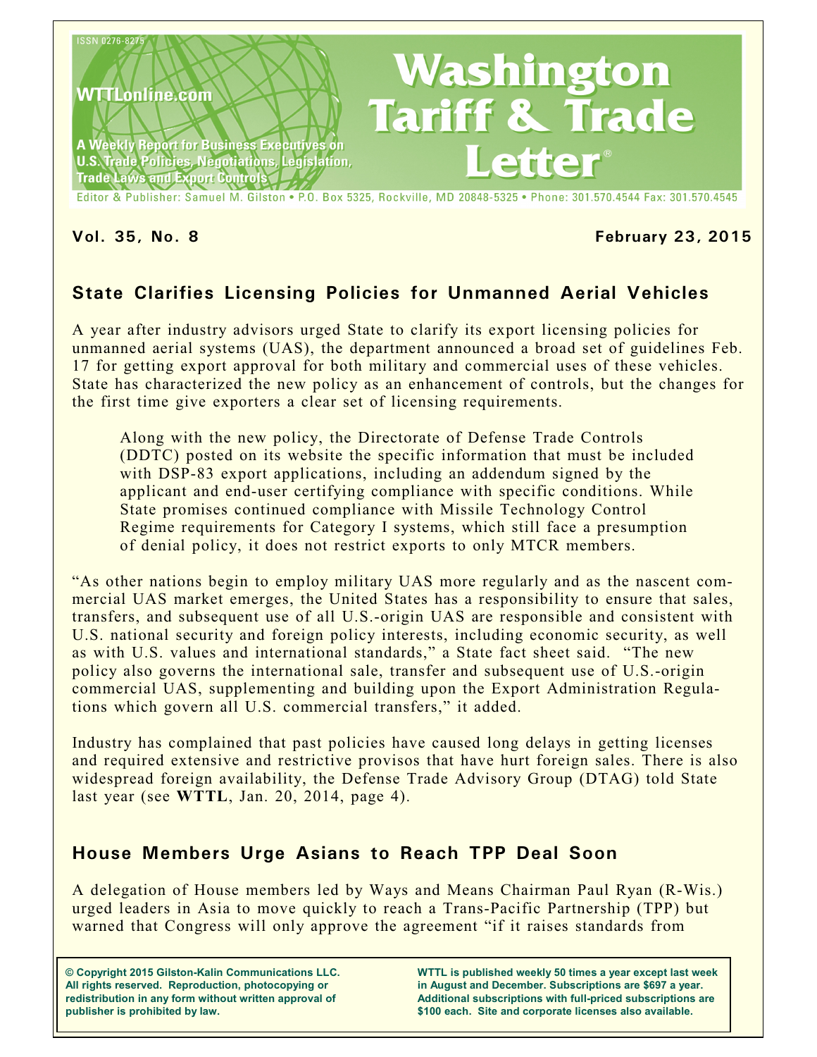ISSN 0276-8275

WTTLonline.com

A Weekly Report for Business Executives on U.S. Trade Policies, Negotiations, Legislation, Trade Laws and Export Controls

# Washington Tariff & Trade Letter®

Editor & Publisher: Samuel M. Gilston • P.O. Box 5325, Rockville, MD 20848-5325 • Phone: 301.570.4544 Fax: 301.570.4545

**Vol. 35, No. 8** **February 23, 2015**

## State Clarifies Licensing Policies for Unmanned Aerial Vehicles

A year after industry advisors urged State to clarify its export licensing policies for unmanned aerial systems (UAS), the department announced a broad set of guidelines Feb. 17 for getting export approval for both military and commercial uses of these vehicles. State has characterized the new policy as an enhancement of controls, but the changes for the first time give exporters a clear set of licensing requirements.

Along with the new policy, the Directorate of Defense Trade Controls (DDTC) posted on its website the specific information that must be included with DSP-83 export applications, including an addendum signed by the applicant and end-user certifying compliance with specific conditions. While State promises continued compliance with Missile Technology Control Regime requirements for Category I systems, which still face a presumption of denial policy, it does not restrict exports to only MTCR members.

"As other nations begin to employ military UAS more regularly and as the nascent commercial UAS market emerges, the United States has a responsibility to ensure that sales, transfers, and subsequent use of all U.S.-origin UAS are responsible and consistent with U.S. national security and foreign policy interests, including economic security, as well as with U.S. values and international standards," a State fact sheet said. "The new policy also governs the international sale, transfer and subsequent use of U.S.-origin commercial UAS, supplementing and building upon the Export Administration Regulations which govern all U.S. commercial transfers," it added.

Industry has complained that past policies have caused long delays in getting licenses and required extensive and restrictive provisos that have hurt foreign sales. There is also widespread foreign availability, the Defense Trade Advisory Group (DTAG) told State last year (see **WTTL**, Jan. 20, 2014, page 4).

## House Members Urge Asians to Reach TPP Deal Soon

A delegation of House members led by Ways and Means Chairman Paul Ryan (R-Wis.) urged leaders in Asia to move quickly to reach a Trans-Pacific Partnership (TPP) but warned that Congress will only approve the agreement "if it raises standards from

**© Copyright 2015 Gilston-Kalin Communications LLC. All rights reserved. Reproduction, photocopying or redistribution in any form without written approval of publisher is prohibited by law.**

**WTTL is published weekly 50 times a year except last week in August and December. Subscriptions are $697 a year. Additional subscriptions with full-priced subscriptions are $100 each. Site and corporate licenses also available.**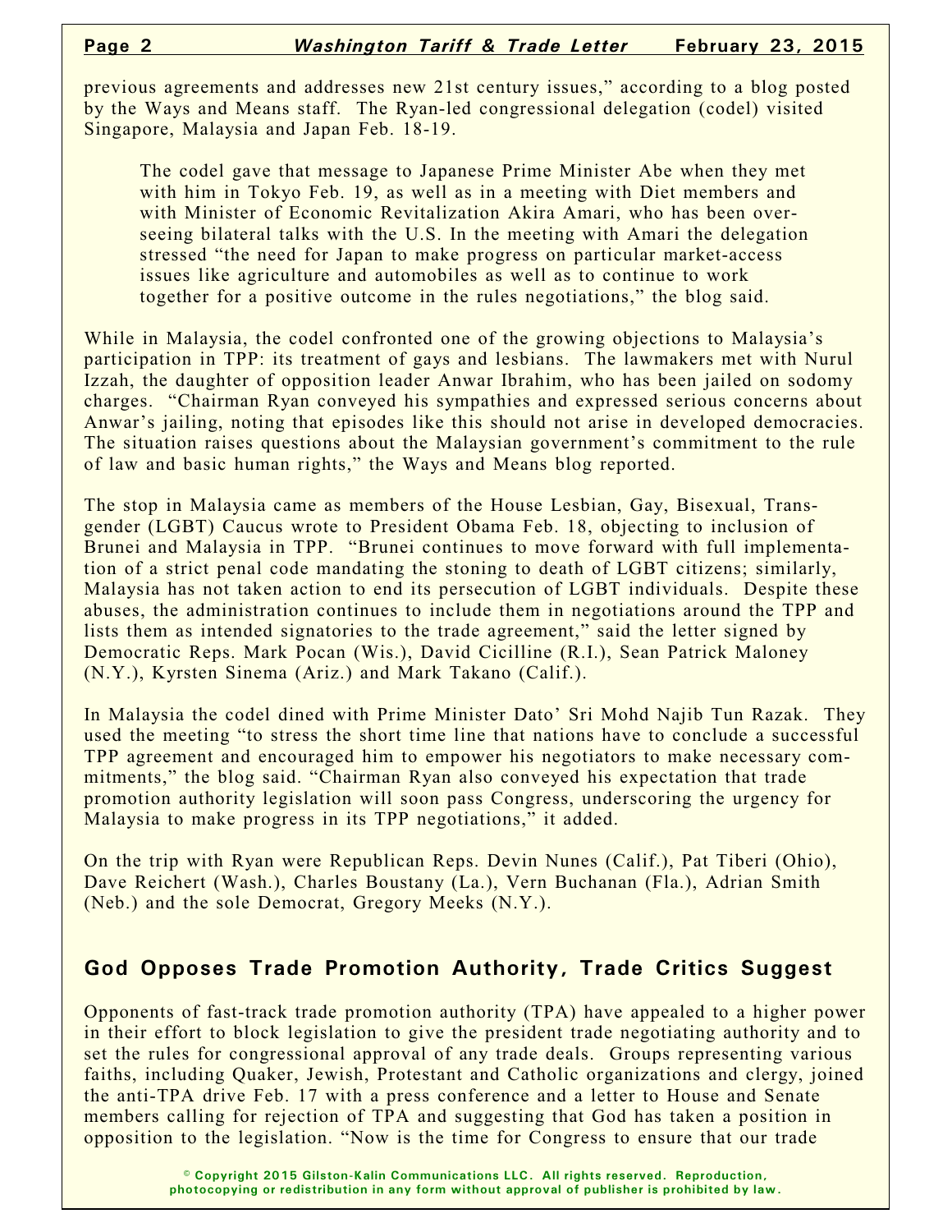previous agreements and addresses new 21st century issues," according to a blog posted by the Ways and Means staff. The Ryan-led congressional delegation (codel) visited Singapore, Malaysia and Japan Feb. 18-19.

> The codel gave that message to Japanese Prime Minister Abe when they met with him in Tokyo Feb. 19, as well as in a meeting with Diet members and with Minister of Economic Revitalization Akira Amari, who has been overseeing bilateral talks with the U.S. In the meeting with Amari the delegation stressed "the need for Japan to make progress on particular market-access issues like agriculture and automobiles as well as to continue to work together for a positive outcome in the rules negotiations," the blog said.

While in Malaysia, the codel confronted one of the growing objections to Malaysia's participation in TPP: its treatment of gays and lesbians. The lawmakers met with Nurul Izzah, the daughter of opposition leader Anwar Ibrahim, who has been jailed on sodomy charges. "Chairman Ryan conveyed his sympathies and expressed serious concerns about Anwar's jailing, noting that episodes like this should not arise in developed democracies. The situation raises questions about the Malaysian government's commitment to the rule of law and basic human rights," the Ways and Means blog reported.

The stop in Malaysia came as members of the House Lesbian, Gay, Bisexual, Transgender (LGBT) Caucus wrote to President Obama Feb. 18, objecting to inclusion of Brunei and Malaysia in TPP. "Brunei continues to move forward with full implementation of a strict penal code mandating the stoning to death of LGBT citizens; similarly, Malaysia has not taken action to end its persecution of LGBT individuals. Despite these abuses, the administration continues to include them in negotiations around the TPP and lists them as intended signatories to the trade agreement," said the letter signed by Democratic Reps. Mark Pocan (Wis.), David Cicilline (R.I.), Sean Patrick Maloney (N.Y.), Kyrsten Sinema (Ariz.) and Mark Takano (Calif.).

In Malaysia the codel dined with Prime Minister Dato' Sri Mohd Najib Tun Razak. They used the meeting "to stress the short time line that nations have to conclude a successful TPP agreement and encouraged him to empower his negotiators to make necessary commitments," the blog said. "Chairman Ryan also conveyed his expectation that trade promotion authority legislation will soon pass Congress, underscoring the urgency for Malaysia to make progress in its TPP negotiations," it added.

On the trip with Ryan were Republican Reps. Devin Nunes (Calif.), Pat Tiberi (Ohio), Dave Reichert (Wash.), Charles Boustany (La.), Vern Buchanan (Fla.), Adrian Smith (Neb.) and the sole Democrat, Gregory Meeks (N.Y.).

## God Opposes Trade Promotion Authority, Trade Critics Suggest

Opponents of fast-track trade promotion authority (TPA) have appealed to a higher power in their effort to block legislation to give the president trade negotiating authority and to set the rules for congressional approval of any trade deals. Groups representing various faiths, including Quaker, Jewish, Protestant and Catholic organizations and clergy, joined the anti-TPA drive Feb. 17 with a press conference and a letter to House and Senate members calling for rejection of TPA and suggesting that God has taken a position in opposition to the legislation. "Now is the time for Congress to ensure that our trade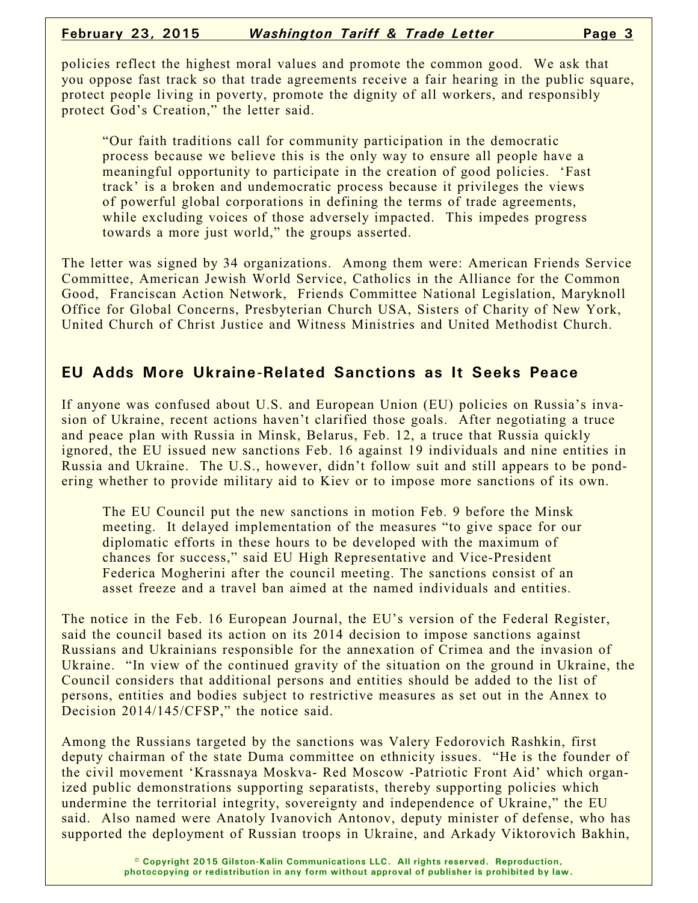policies reflect the highest moral values and promote the common good. We ask that you oppose fast track so that trade agreements receive a fair hearing in the public square, protect people living in poverty, promote the dignity of all workers, and responsibly protect God's Creation," the letter said.

> "Our faith traditions call for community participation in the democratic process because we believe this is the only way to ensure all people have a meaningful opportunity to participate in the creation of good policies. 'Fast track' is a broken and undemocratic process because it privileges the views of powerful global corporations in defining the terms of trade agreements, while excluding voices of those adversely impacted. This impedes progress towards a more just world," the groups asserted.

The letter was signed by 34 organizations. Among them were: American Friends Service Committee, American Jewish World Service, Catholics in the Alliance for the Common Good, Franciscan Action Network, Friends Committee National Legislation, Maryknoll Office for Global Concerns, Presbyterian Church USA, Sisters of Charity of New York, United Church of Christ Justice and Witness Ministries and United Methodist Church.

## EU Adds More Ukraine-Related Sanctions as It Seeks Peace

If anyone was confused about U.S. and European Union (EU) policies on Russia's invasion of Ukraine, recent actions haven't clarified those goals. After negotiating a truce and peace plan with Russia in Minsk, Belarus, Feb. 12, a truce that Russia quickly ignored, the EU issued new sanctions Feb. 16 against 19 individuals and nine entities in Russia and Ukraine. The U.S., however, didn't follow suit and still appears to be pondering whether to provide military aid to Kiev or to impose more sanctions of its own.

> The EU Council put the new sanctions in motion Feb. 9 before the Minsk meeting. It delayed implementation of the measures "to give space for our diplomatic efforts in these hours to be developed with the maximum of chances for success," said EU High Representative and Vice-President Federica Mogherini after the council meeting. The sanctions consist of an asset freeze and a travel ban aimed at the named individuals and entities.

The notice in the Feb. 16 European Journal, the EU's version of the Federal Register, said the council based its action on its 2014 decision to impose sanctions against Russians and Ukrainians responsible for the annexation of Crimea and the invasion of Ukraine. "In view of the continued gravity of the situation on the ground in Ukraine, the Council considers that additional persons and entities should be added to the list of persons, entities and bodies subject to restrictive measures as set out in the Annex to Decision 2014/145/CFSP," the notice said.

Among the Russians targeted by the sanctions was Valery Fedorovich Rashkin, first deputy chairman of the state Duma committee on ethnicity issues. "He is the founder of the civil movement 'Krassnaya Moskva- Red Moscow -Patriotic Front Aid' which organized public demonstrations supporting separatists, thereby supporting policies which undermine the territorial integrity, sovereignty and independence of Ukraine," the EU said. Also named were Anatoly Ivanovich Antonov, deputy minister of defense, who has supported the deployment of Russian troops in Ukraine, and Arkady Viktorovich Bakhin,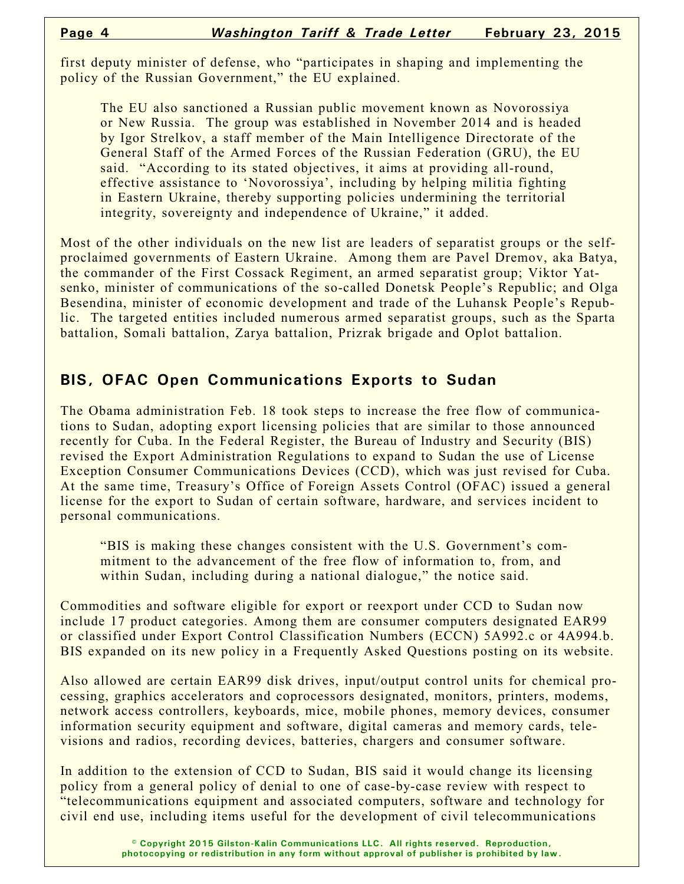first deputy minister of defense, who "participates in shaping and implementing the policy of the Russian Government," the EU explained.

> The EU also sanctioned a Russian public movement known as Novorossiya or New Russia. The group was established in November 2014 and is headed by Igor Strelkov, a staff member of the Main Intelligence Directorate of the General Staff of the Armed Forces of the Russian Federation (GRU), the EU said. "According to its stated objectives, it aims at providing all-round, effective assistance to 'Novorossiya', including by helping militia fighting in Eastern Ukraine, thereby supporting policies undermining the territorial integrity, sovereignty and independence of Ukraine," it added.

Most of the other individuals on the new list are leaders of separatist groups or the self-proclaimed governments of Eastern Ukraine. Among them are Pavel Dremov, aka Batya, the commander of the First Cossack Regiment, an armed separatist group; Viktor Yatsenko, minister of communications of the so-called Donetsk People's Republic; and Olga Besendina, minister of economic development and trade of the Luhansk People's Republic. The targeted entities included numerous armed separatist groups, such as the Sparta battalion, Somali battalion, Zarya battalion, Prizrak brigade and Oplot battalion.

## BIS, OFAC Open Communications Exports to Sudan

The Obama administration Feb. 18 took steps to increase the free flow of communications to Sudan, adopting export licensing policies that are similar to those announced recently for Cuba. In the Federal Register, the Bureau of Industry and Security (BIS) revised the Export Administration Regulations to expand to Sudan the use of License Exception Consumer Communications Devices (CCD), which was just revised for Cuba. At the same time, Treasury's Office of Foreign Assets Control (OFAC) issued a general license for the export to Sudan of certain software, hardware, and services incident to personal communications.

> "BIS is making these changes consistent with the U.S. Government's commitment to the advancement of the free flow of information to, from, and within Sudan, including during a national dialogue," the notice said.

Commodities and software eligible for export or reexport under CCD to Sudan now include 17 product categories. Among them are consumer computers designated EAR99 or classified under Export Control Classification Numbers (ECCN) 5A992.c or 4A994.b. BIS expanded on its new policy in a Frequently Asked Questions posting on its website.

Also allowed are certain EAR99 disk drives, input/output control units for chemical processing, graphics accelerators and coprocessors designated, monitors, printers, modems, network access controllers, keyboards, mice, mobile phones, memory devices, consumer information security equipment and software, digital cameras and memory cards, televisions and radios, recording devices, batteries, chargers and consumer software.

In addition to the extension of CCD to Sudan, BIS said it would change its licensing policy from a general policy of denial to one of case-by-case review with respect to "telecommunications equipment and associated computers, software and technology for civil end use, including items useful for the development of civil telecommunications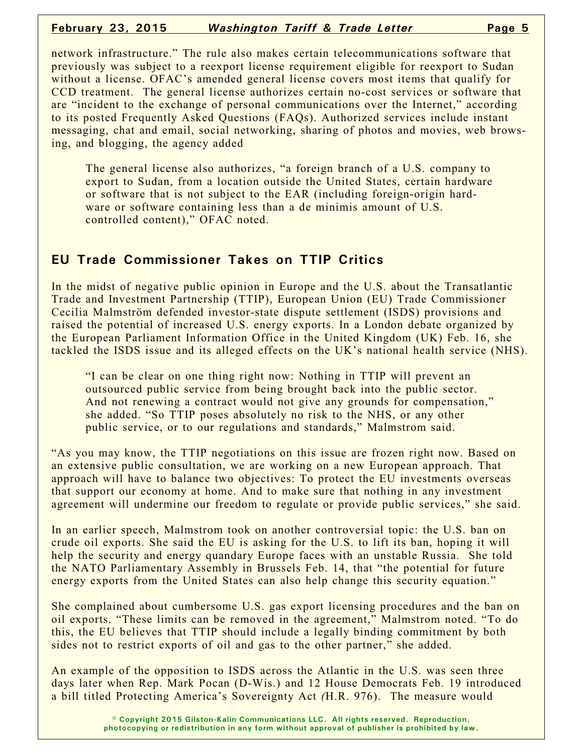network infrastructure." The rule also makes certain telecommunications software that previously was subject to a reexport license requirement eligible for reexport to Sudan without a license. OFAC's amended general license covers most items that qualify for CCD treatment. The general license authorizes certain no-cost services or software that are "incident to the exchange of personal communications over the Internet," according to its posted Frequently Asked Questions (FAQs). Authorized services include instant messaging, chat and email, social networking, sharing of photos and movies, web browsing, and blogging, the agency added

> The general license also authorizes, "a foreign branch of a U.S. company to export to Sudan, from a location outside the United States, certain hardware or software that is not subject to the EAR (including foreign-origin hardware or software containing less than a de minimis amount of U.S. controlled content)," OFAC noted.

## EU Trade Commissioner Takes on TTIP Critics

In the midst of negative public opinion in Europe and the U.S. about the Transatlantic Trade and Investment Partnership (TTIP), European Union (EU) Trade Commissioner Cecilia Malmström defended investor-state dispute settlement (ISDS) provisions and raised the potential of increased U.S. energy exports. In a London debate organized by the European Parliament Information Office in the United Kingdom (UK) Feb. 16, she tackled the ISDS issue and its alleged effects on the UK's national health service (NHS).

> "I can be clear on one thing right now: Nothing in TTIP will prevent an outsourced public service from being brought back into the public sector. And not renewing a contract would not give any grounds for compensation," she added. "So TTIP poses absolutely no risk to the NHS, or any other public service, or to our regulations and standards," Malmstrom said.

"As you may know, the TTIP negotiations on this issue are frozen right now. Based on an extensive public consultation, we are working on a new European approach. That approach will have to balance two objectives: To protect the EU investments overseas that support our economy at home. And to make sure that nothing in any investment agreement will undermine our freedom to regulate or provide public services," she said.

In an earlier speech, Malmstrom took on another controversial topic: the U.S. ban on crude oil exports. She said the EU is asking for the U.S. to lift its ban, hoping it will help the security and energy quandary Europe faces with an unstable Russia. She told the NATO Parliamentary Assembly in Brussels Feb. 14, that "the potential for future energy exports from the United States can also help change this security equation."

She complained about cumbersome U.S. gas export licensing procedures and the ban on oil exports. "These limits can be removed in the agreement," Malmstrom noted. "To do this, the EU believes that TTIP should include a legally binding commitment by both sides not to restrict exports of oil and gas to the other partner," she added.

An example of the opposition to ISDS across the Atlantic in the U.S. was seen three days later when Rep. Mark Pocan (D-Wis.) and 12 House Democrats Feb. 19 introduced a bill titled Protecting America's Sovereignty Act (H.R. 976). The measure would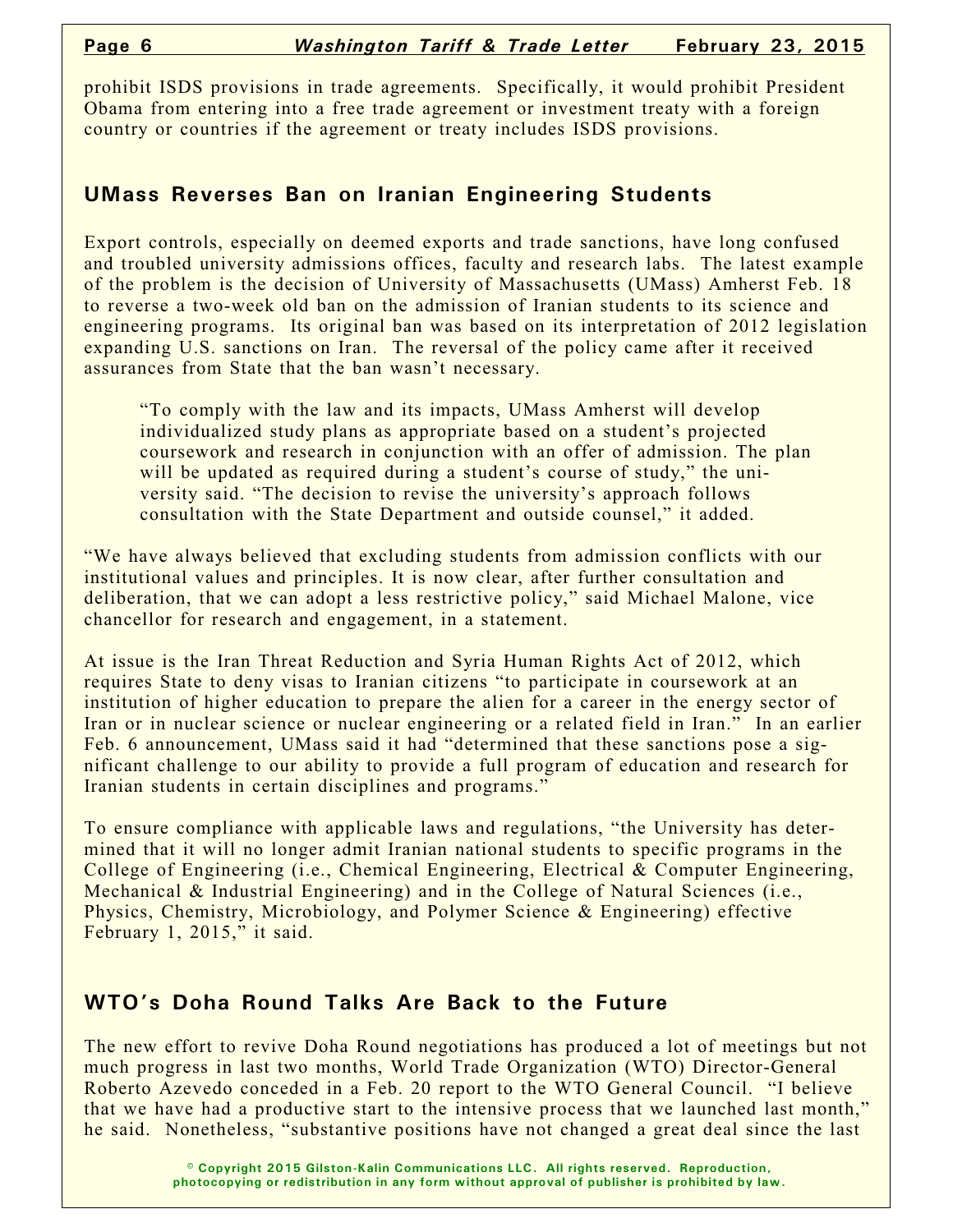prohibit ISDS provisions in trade agreements. Specifically, it would prohibit President Obama from entering into a free trade agreement or investment treaty with a foreign country or countries if the agreement or treaty includes ISDS provisions.

## UMass Reverses Ban on Iranian Engineering Students

Export controls, especially on deemed exports and trade sanctions, have long confused and troubled university admissions offices, faculty and research labs. The latest example of the problem is the decision of University of Massachusetts (UMass) Amherst Feb. 18 to reverse a two-week old ban on the admission of Iranian students to its science and engineering programs. Its original ban was based on its interpretation of 2012 legislation expanding U.S. sanctions on Iran. The reversal of the policy came after it received assurances from State that the ban wasn't necessary.

> "To comply with the law and its impacts, UMass Amherst will develop individualized study plans as appropriate based on a student's projected coursework and research in conjunction with an offer of admission. The plan will be updated as required during a student's course of study," the university said. "The decision to revise the university's approach follows consultation with the State Department and outside counsel," it added.

"We have always believed that excluding students from admission conflicts with our institutional values and principles. It is now clear, after further consultation and deliberation, that we can adopt a less restrictive policy," said Michael Malone, vice chancellor for research and engagement, in a statement.

At issue is the Iran Threat Reduction and Syria Human Rights Act of 2012, which requires State to deny visas to Iranian citizens "to participate in coursework at an institution of higher education to prepare the alien for a career in the energy sector of Iran or in nuclear science or nuclear engineering or a related field in Iran." In an earlier Feb. 6 announcement, UMass said it had "determined that these sanctions pose a significant challenge to our ability to provide a full program of education and research for Iranian students in certain disciplines and programs."

To ensure compliance with applicable laws and regulations, "the University has determined that it will no longer admit Iranian national students to specific programs in the College of Engineering (i.e., Chemical Engineering, Electrical & Computer Engineering, Mechanical & Industrial Engineering) and in the College of Natural Sciences (i.e., Physics, Chemistry, Microbiology, and Polymer Science & Engineering) effective February 1, 2015," it said.

## WTO's Doha Round Talks Are Back to the Future

The new effort to revive Doha Round negotiations has produced a lot of meetings but not much progress in last two months, World Trade Organization (WTO) Director-General Roberto Azevedo conceded in a Feb. 20 report to the WTO General Council. "I believe that we have had a productive start to the intensive process that we launched last month," he said. Nonetheless, "substantive positions have not changed a great deal since the last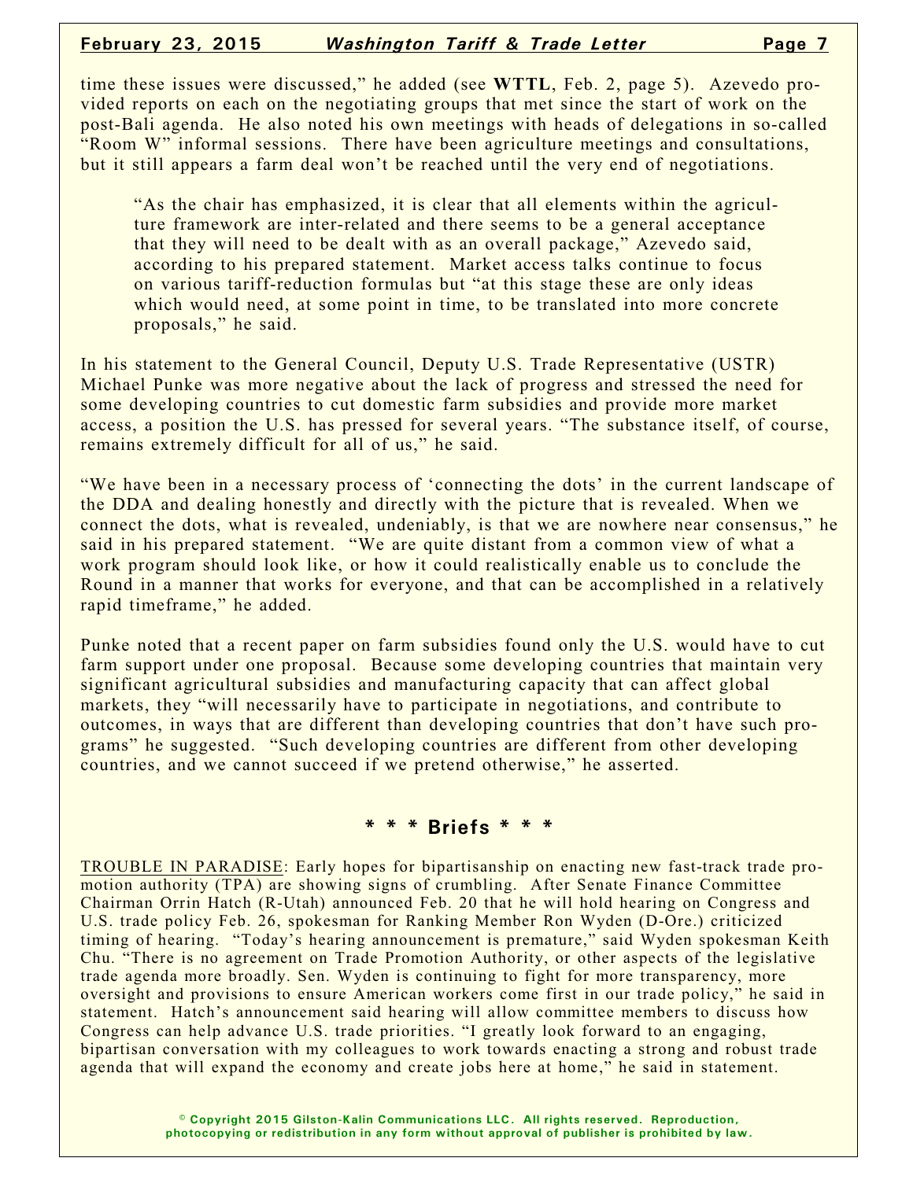time these issues were discussed," he added (see **WTTL**, Feb. 2, page 5). Azevedo provided reports on each on the negotiating groups that met since the start of work on the post-Bali agenda. He also noted his own meetings with heads of delegations in so-called "Room W" informal sessions. There have been agriculture meetings and consultations, but it still appears a farm deal won't be reached until the very end of negotiations.

> "As the chair has emphasized, it is clear that all elements within the agriculture framework are inter-related and there seems to be a general acceptance that they will need to be dealt with as an overall package," Azevedo said, according to his prepared statement. Market access talks continue to focus on various tariff-reduction formulas but "at this stage these are only ideas which would need, at some point in time, to be translated into more concrete proposals," he said.

In his statement to the General Council, Deputy U.S. Trade Representative (USTR) Michael Punke was more negative about the lack of progress and stressed the need for some developing countries to cut domestic farm subsidies and provide more market access, a position the U.S. has pressed for several years. "The substance itself, of course, remains extremely difficult for all of us," he said.

"We have been in a necessary process of 'connecting the dots' in the current landscape of the DDA and dealing honestly and directly with the picture that is revealed. When we connect the dots, what is revealed, undeniably, is that we are nowhere near consensus," he said in his prepared statement. "We are quite distant from a common view of what a work program should look like, or how it could realistically enable us to conclude the Round in a manner that works for everyone, and that can be accomplished in a relatively rapid timeframe," he added.

Punke noted that a recent paper on farm subsidies found only the U.S. would have to cut farm support under one proposal. Because some developing countries that maintain very significant agricultural subsidies and manufacturing capacity that can affect global markets, they "will necessarily have to participate in negotiations, and contribute to outcomes, in ways that are different than developing countries that don't have such programs" he suggested. "Such developing countries are different from other developing countries, and we cannot succeed if we pretend otherwise," he asserted.

## * * * Briefs * * *

TROUBLE IN PARADISE: Early hopes for bipartisanship on enacting new fast-track trade promotion authority (TPA) are showing signs of crumbling. After Senate Finance Committee Chairman Orrin Hatch (R-Utah) announced Feb. 20 that he will hold hearing on Congress and U.S. trade policy Feb. 26, spokesman for Ranking Member Ron Wyden (D-Ore.) criticized timing of hearing. "Today's hearing announcement is premature," said Wyden spokesman Keith Chu. "There is no agreement on Trade Promotion Authority, or other aspects of the legislative trade agenda more broadly. Sen. Wyden is continuing to fight for more transparency, more oversight and provisions to ensure American workers come first in our trade policy," he said in statement. Hatch's announcement said hearing will allow committee members to discuss how Congress can help advance U.S. trade priorities. "I greatly look forward to an engaging, bipartisan conversation with my colleagues to work towards enacting a strong and robust trade agenda that will expand the economy and create jobs here at home," he said in statement.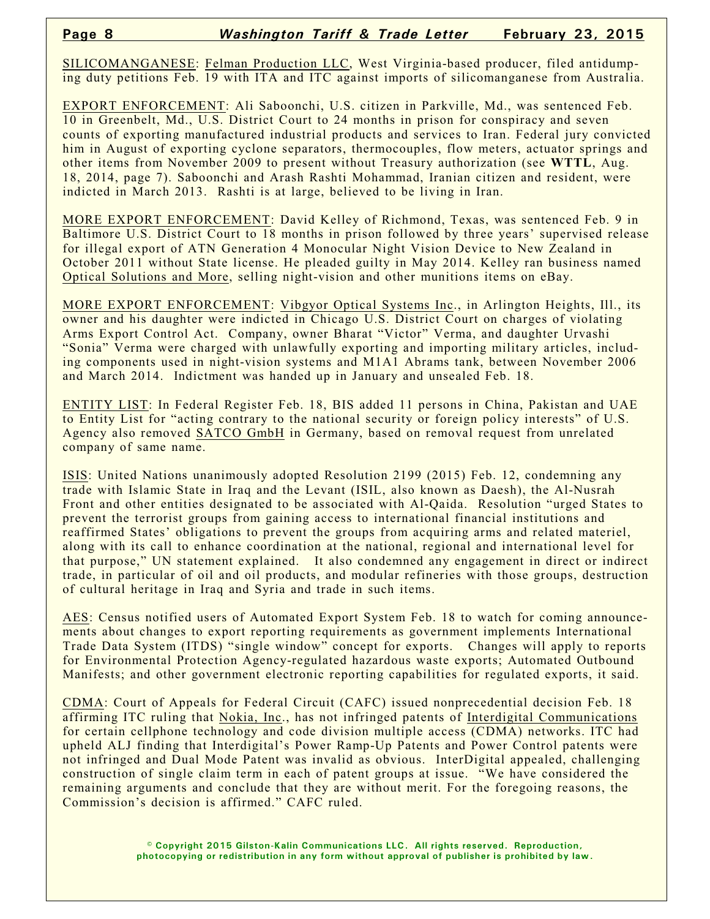SILICOMANGANESE: Felman Production LLC, West Virginia-based producer, filed antidumping duty petitions Feb. 19 with ITA and ITC against imports of silicomanganese from Australia.

EXPORT ENFORCEMENT: Ali Saboonchi, U.S. citizen in Parkville, Md., was sentenced Feb. 10 in Greenbelt, Md., U.S. District Court to 24 months in prison for conspiracy and seven counts of exporting manufactured industrial products and services to Iran. Federal jury convicted him in August of exporting cyclone separators, thermocouples, flow meters, actuator springs and other items from November 2009 to present without Treasury authorization (see **WTTL**, Aug. 18, 2014, page 7). Saboonchi and Arash Rashti Mohammad, Iranian citizen and resident, were indicted in March 2013. Rashti is at large, believed to be living in Iran.

MORE EXPORT ENFORCEMENT: David Kelley of Richmond, Texas, was sentenced Feb. 9 in Baltimore U.S. District Court to 18 months in prison followed by three years' supervised release for illegal export of ATN Generation 4 Monocular Night Vision Device to New Zealand in October 2011 without State license. He pleaded guilty in May 2014. Kelley ran business named Optical Solutions and More, selling night-vision and other munitions items on eBay.

MORE EXPORT ENFORCEMENT: Vibgyor Optical Systems Inc., in Arlington Heights, Ill., its owner and his daughter were indicted in Chicago U.S. District Court on charges of violating Arms Export Control Act. Company, owner Bharat "Victor" Verma, and daughter Urvashi "Sonia" Verma were charged with unlawfully exporting and importing military articles, including components used in night-vision systems and M1A1 Abrams tank, between November 2006 and March 2014. Indictment was handed up in January and unsealed Feb. 18.

ENTITY LIST: In Federal Register Feb. 18, BIS added 11 persons in China, Pakistan and UAE to Entity List for "acting contrary to the national security or foreign policy interests" of U.S. Agency also removed SATCO GmbH in Germany, based on removal request from unrelated company of same name.

ISIS: United Nations unanimously adopted Resolution 2199 (2015) Feb. 12, condemning any trade with Islamic State in Iraq and the Levant (ISIL, also known as Daesh), the Al-Nusrah Front and other entities designated to be associated with Al-Qaida. Resolution "urged States to prevent the terrorist groups from gaining access to international financial institutions and reaffirmed States' obligations to prevent the groups from acquiring arms and related materiel, along with its call to enhance coordination at the national, regional and international level for that purpose," UN statement explained. It also condemned any engagement in direct or indirect trade, in particular of oil and oil products, and modular refineries with those groups, destruction of cultural heritage in Iraq and Syria and trade in such items.

AES: Census notified users of Automated Export System Feb. 18 to watch for coming announcements about changes to export reporting requirements as government implements International Trade Data System (ITDS) "single window" concept for exports. Changes will apply to reports for Environmental Protection Agency-regulated hazardous waste exports; Automated Outbound Manifests; and other government electronic reporting capabilities for regulated exports, it said.

CDMA: Court of Appeals for Federal Circuit (CAFC) issued nonprecedential decision Feb. 18 affirming ITC ruling that Nokia, Inc., has not infringed patents of Interdigital Communications for certain cellphone technology and code division multiple access (CDMA) networks. ITC had upheld ALJ finding that Interdigital's Power Ramp-Up Patents and Power Control patents were not infringed and Dual Mode Patent was invalid as obvious. InterDigital appealed, challenging construction of single claim term in each of patent groups at issue. "We have considered the remaining arguments and conclude that they are without merit. For the foregoing reasons, the Commission's decision is affirmed." CAFC ruled.

© Copyright 2015 Gilston-Kalin Communications LLC. All rights reserved. Reproduction, photocopying or redistribution in any form without approval of publisher is prohibited by law.